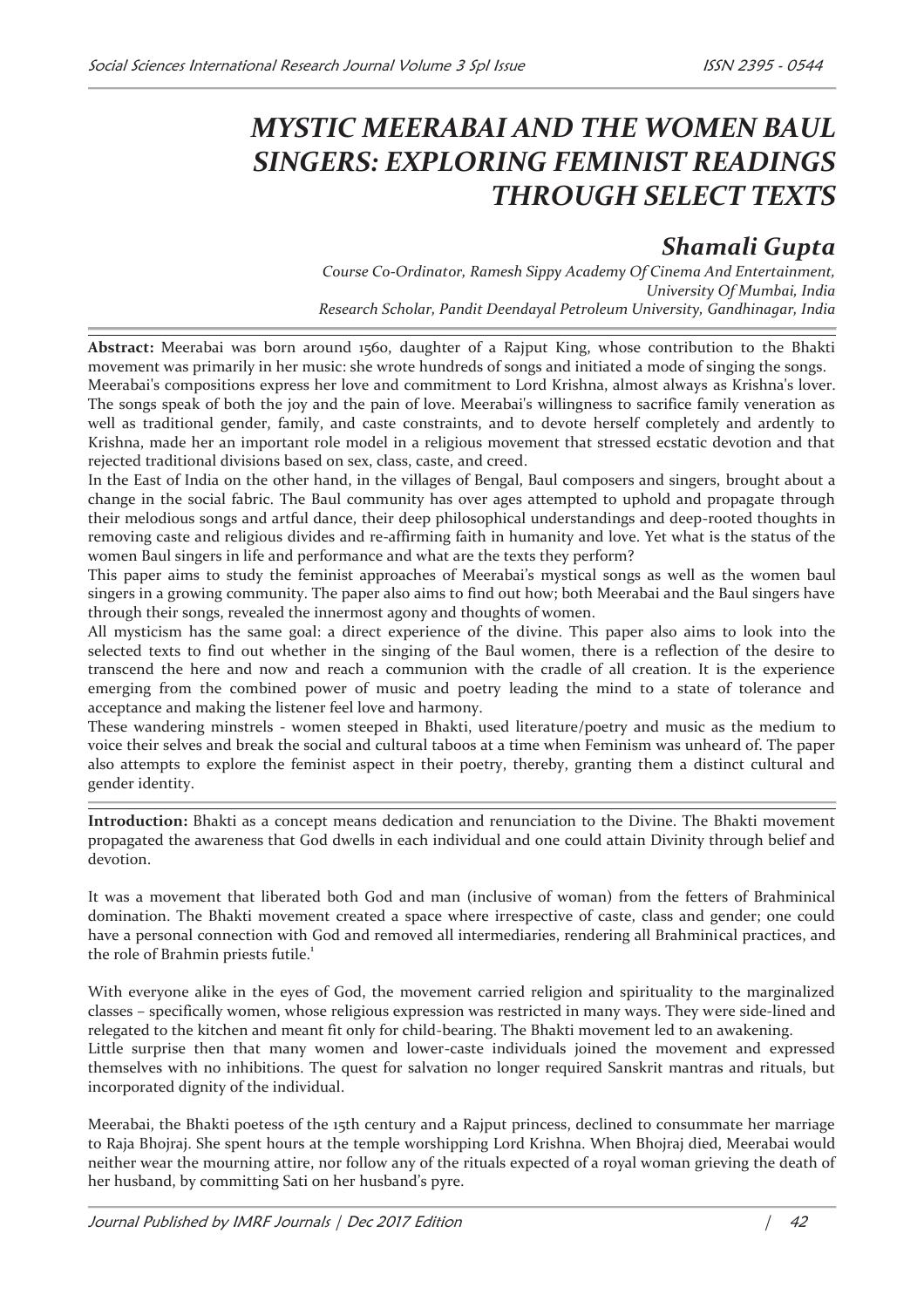# MYSTIC MEERABAI AND THE WOMEN BAUL SINGERS: EXPLORING FEMINIST READINGS THROUGH SELECT TEXTS

## Shamali Gupta

*Course Co-Ordinator, Ramesh Sippy Academy Of Cinema And Entertainment, University Of Mumbai, India*
*Research Scholar, Pandit Deendayal Petroleum University, Gandhinagar, India*

**Abstract:** Meerabai was born around 1560, daughter of a Rajput King, whose contribution to the Bhakti movement was primarily in her music: she wrote hundreds of songs and initiated a mode of singing the songs. Meerabai's compositions express her love and commitment to Lord Krishna, almost always as Krishna's lover. The songs speak of both the joy and the pain of love. Meerabai's willingness to sacrifice family veneration as well as traditional gender, family, and caste constraints, and to devote herself completely and ardently to Krishna, made her an important role model in a religious movement that stressed ecstatic devotion and that rejected traditional divisions based on sex, class, caste, and creed.

In the East of India on the other hand, in the villages of Bengal, Baul composers and singers, brought about a change in the social fabric. The Baul community has over ages attempted to uphold and propagate through their melodious songs and artful dance, their deep philosophical understandings and deep-rooted thoughts in removing caste and religious divides and re-affirming faith in humanity and love. Yet what is the status of the women Baul singers in life and performance and what are the texts they perform?

This paper aims to study the feminist approaches of Meerabai's mystical songs as well as the women baul singers in a growing community. The paper also aims to find out how; both Meerabai and the Baul singers have through their songs, revealed the innermost agony and thoughts of women.

All mysticism has the same goal: a direct experience of the divine. This paper also aims to look into the selected texts to find out whether in the singing of the Baul women, there is a reflection of the desire to transcend the here and now and reach a communion with the cradle of all creation. It is the experience emerging from the combined power of music and poetry leading the mind to a state of tolerance and acceptance and making the listener feel love and harmony.

These wandering minstrels - women steeped in Bhakti, used literature/poetry and music as the medium to voice their selves and break the social and cultural taboos at a time when Feminism was unheard of. The paper also attempts to explore the feminist aspect in their poetry, thereby, granting them a distinct cultural and gender identity.

**Introduction:** Bhakti as a concept means dedication and renunciation to the Divine. The Bhakti movement propagated the awareness that God dwells in each individual and one could attain Divinity through belief and devotion.

It was a movement that liberated both God and man (inclusive of woman) from the fetters of Brahminical domination. The Bhakti movement created a space where irrespective of caste, class and gender; one could have a personal connection with God and removed all intermediaries, rendering all Brahminical practices, and the role of Brahmin priests futile.[1]

With everyone alike in the eyes of God, the movement carried religion and spirituality to the marginalized classes – specifically women, whose religious expression was restricted in many ways. They were side-lined and relegated to the kitchen and meant fit only for child-bearing. The Bhakti movement led to an awakening.

Little surprise then that many women and lower-caste individuals joined the movement and expressed themselves with no inhibitions. The quest for salvation no longer required Sanskrit mantras and rituals, but incorporated dignity of the individual.

Meerabai, the Bhakti poetess of the 15th century and a Rajput princess, declined to consummate her marriage to Raja Bhojraj. She spent hours at the temple worshipping Lord Krishna. When Bhojraj died, Meerabai would neither wear the mourning attire, nor follow any of the rituals expected of a royal woman grieving the death of her husband, by committing Sati on her husband's pyre.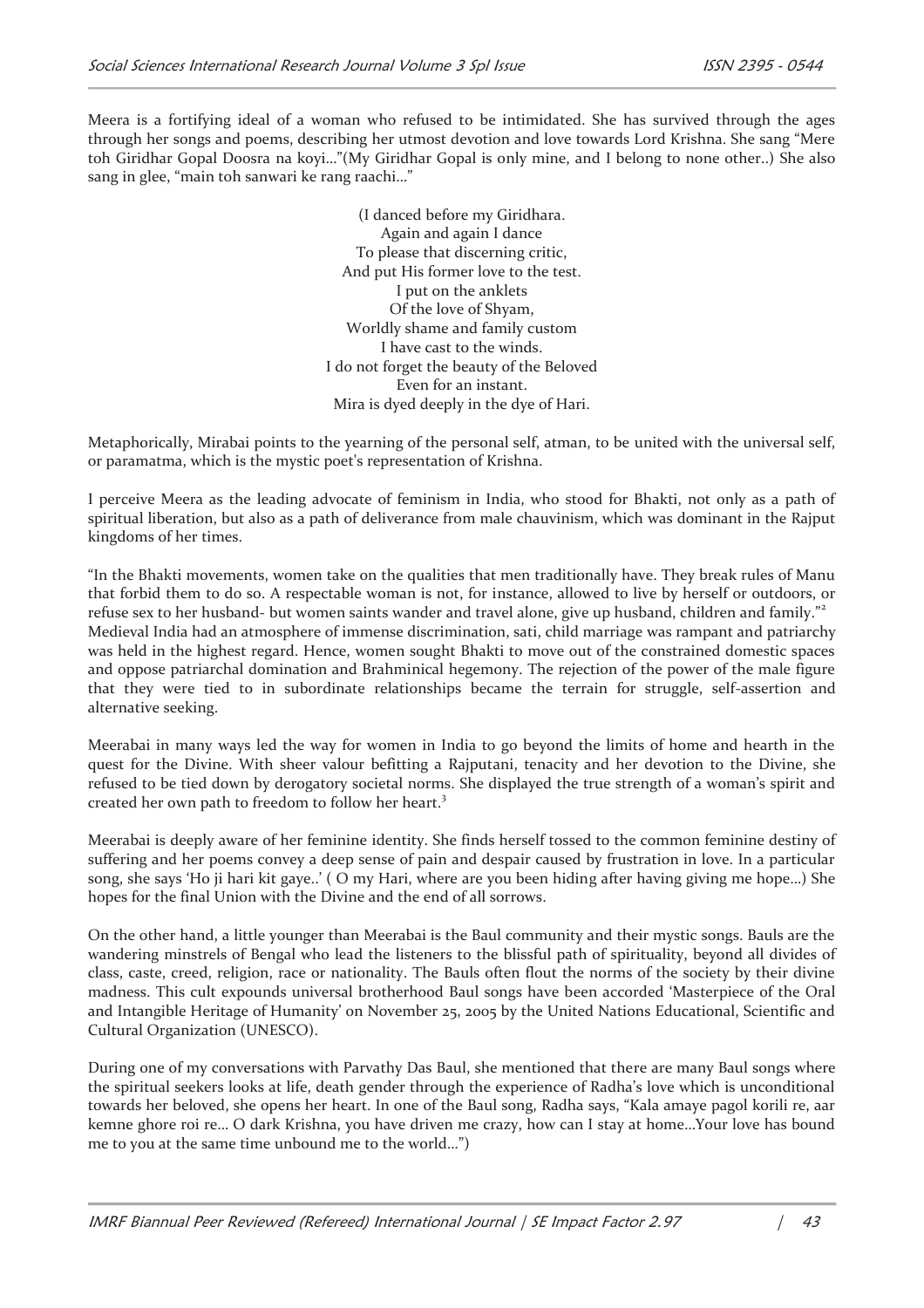Meera is a fortifying ideal of a woman who refused to be intimidated. She has survived through the ages through her songs and poems, describing her utmost devotion and love towards Lord Krishna. She sang "Mere toh Giridhar Gopal Doosra na koyi…"(My Giridhar Gopal is only mine, and I belong to none other..) She also sang in glee, "main toh sanwari ke rang raachi…"

(I danced before my Giridhara.  
Again and again I dance  
To please that discerning critic,  
And put His former love to the test.  
I put on the anklets  
Of the love of Shyam,  
Worldly shame and family custom  
I have cast to the winds.  
I do not forget the beauty of the Beloved  
Even for an instant.  
Mira is dyed deeply in the dye of Hari.

Metaphorically, Mirabai points to the yearning of the personal self, atman, to be united with the universal self, or paramatma, which is the mystic poet's representation of Krishna.

I perceive Meera as the leading advocate of feminism in India, who stood for Bhakti, not only as a path of spiritual liberation, but also as a path of deliverance from male chauvinism, which was dominant in the Rajput kingdoms of her times.

"In the Bhakti movements, women take on the qualities that men traditionally have. They break rules of Manu that forbid them to do so. A respectable woman is not, for instance, allowed to live by herself or outdoors, or refuse sex to her husband- but women saints wander and travel alone, give up husband, children and family."[2] Medieval India had an atmosphere of immense discrimination, sati, child marriage was rampant and patriarchy was held in the highest regard. Hence, women sought Bhakti to move out of the constrained domestic spaces and oppose patriarchal domination and Brahminical hegemony. The rejection of the power of the male figure that they were tied to in subordinate relationships became the terrain for struggle, self-assertion and alternative seeking.

Meerabai in many ways led the way for women in India to go beyond the limits of home and hearth in the quest for the Divine. With sheer valour befitting a Rajputani, tenacity and her devotion to the Divine, she refused to be tied down by derogatory societal norms. She displayed the true strength of a woman's spirit and created her own path to freedom to follow her heart.[3]

Meerabai is deeply aware of her feminine identity. She finds herself tossed to the common feminine destiny of suffering and her poems convey a deep sense of pain and despair caused by frustration in love. In a particular song, she says 'Ho ji hari kit gaye..' ( O my Hari, where are you been hiding after having giving me hope…) She hopes for the final Union with the Divine and the end of all sorrows.

On the other hand, a little younger than Meerabai is the Baul community and their mystic songs. Bauls are the wandering minstrels of Bengal who lead the listeners to the blissful path of spirituality, beyond all divides of class, caste, creed, religion, race or nationality. The Bauls often flout the norms of the society by their divine madness. This cult expounds universal brotherhood Baul songs have been accorded 'Masterpiece of the Oral and Intangible Heritage of Humanity' on November 25, 2005 by the United Nations Educational, Scientific and Cultural Organization (UNESCO).

During one of my conversations with Parvathy Das Baul, she mentioned that there are many Baul songs where the spiritual seekers looks at life, death gender through the experience of Radha's love which is unconditional towards her beloved, she opens her heart. In one of the Baul song, Radha says, "Kala amaye pagol korili re, aar kemne ghore roi re… O dark Krishna, you have driven me crazy, how can I stay at home…Your love has bound me to you at the same time unbound me to the world…")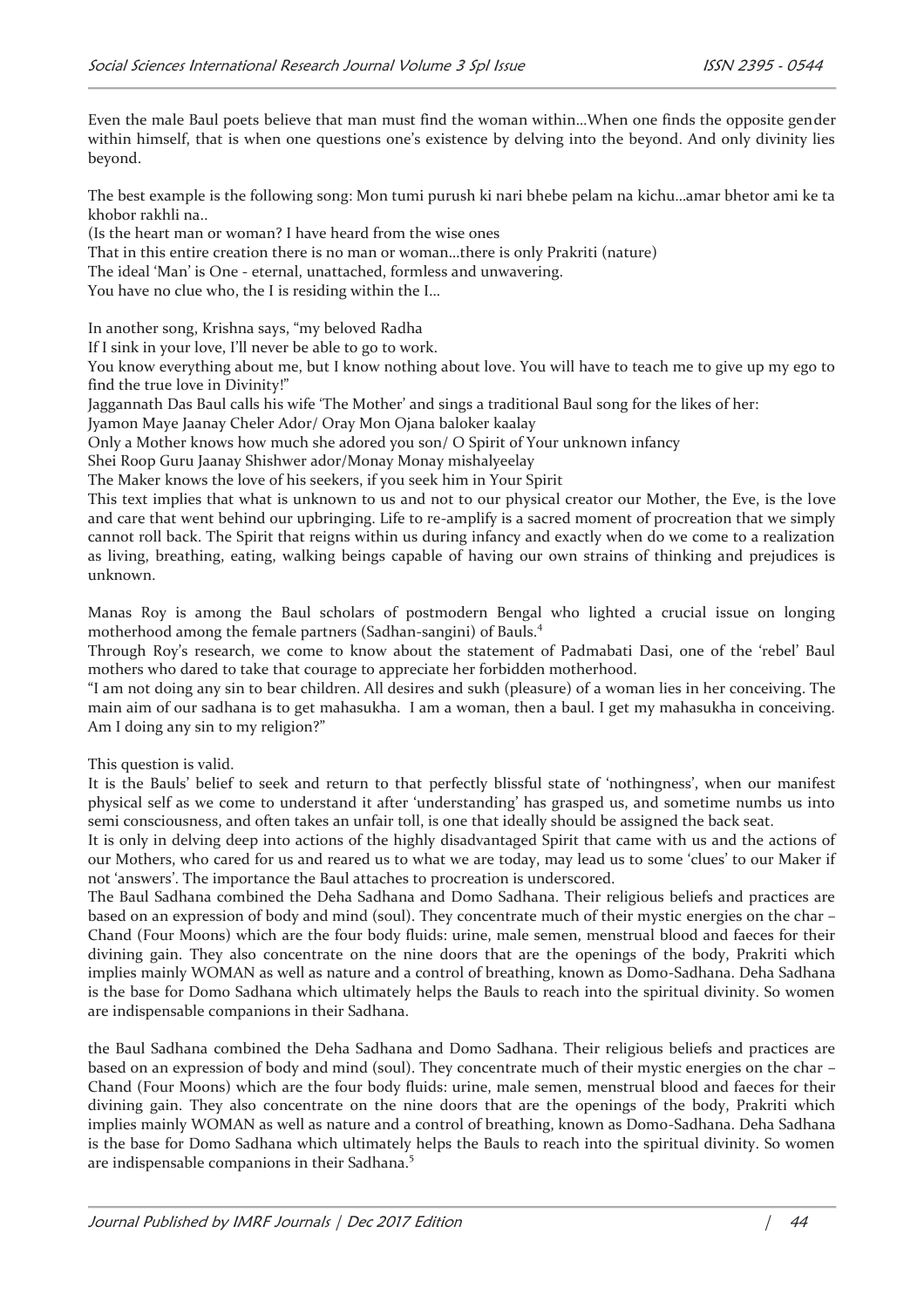Even the male Baul poets believe that man must find the woman within…When one finds the opposite gender within himself, that is when one questions one's existence by delving into the beyond. And only divinity lies beyond.

The best example is the following song: Mon tumi purush ki nari bhebe pelam na kichu…amar bhetor ami ke ta khobor rakhli na..

(Is the heart man or woman? I have heard from the wise ones
That in this entire creation there is no man or woman…there is only Prakriti (nature)
The ideal 'Man' is One - eternal, unattached, formless and unwavering.
You have no clue who, the I is residing within the I…

In another song, Krishna says, "my beloved Radha
If I sink in your love, I'll never be able to go to work.
You know everything about me, but I know nothing about love. You will have to teach me to give up my ego to find the true love in Divinity!"
Jaggannath Das Baul calls his wife 'The Mother' and sings a traditional Baul song for the likes of her:
Jyamon Maye Jaanay Cheler Ador/ Oray Mon Ojana baloker kaalay
Only a Mother knows how much she adored you son/ O Spirit of Your unknown infancy
Shei Roop Guru Jaanay Shishwer ador/Monay Monay mishalyeelay
The Maker knows the love of his seekers, if you seek him in Your Spirit
This text implies that what is unknown to us and not to our physical creator our Mother, the Eve, is the love and care that went behind our upbringing. Life to re-amplify is a sacred moment of procreation that we simply cannot roll back. The Spirit that reigns within us during infancy and exactly when do we come to a realization as living, breathing, eating, walking beings capable of having our own strains of thinking and prejudices is unknown.

Manas Roy is among the Baul scholars of postmodern Bengal who lighted a crucial issue on longing motherhood among the female partners (Sadhan-sangini) of Bauls.[4]
Through Roy's research, we come to know about the statement of Padmabati Dasi, one of the 'rebel' Baul mothers who dared to take that courage to appreciate her forbidden motherhood.
"I am not doing any sin to bear children. All desires and sukh (pleasure) of a woman lies in her conceiving. The main aim of our sadhana is to get mahasukha. I am a woman, then a baul. I get my mahasukha in conceiving. Am I doing any sin to my religion?"

This question is valid.
It is the Bauls' belief to seek and return to that perfectly blissful state of 'nothingness', when our manifest physical self as we come to understand it after 'understanding' has grasped us, and sometime numbs us into semi consciousness, and often takes an unfair toll, is one that ideally should be assigned the back seat.
It is only in delving deep into actions of the highly disadvantaged Spirit that came with us and the actions of our Mothers, who cared for us and reared us to what we are today, may lead us to some 'clues' to our Maker if not 'answers'. The importance the Baul attaches to procreation is underscored.
The Baul Sadhana combined the Deha Sadhana and Domo Sadhana. Their religious beliefs and practices are based on an expression of body and mind (soul). They concentrate much of their mystic energies on the char – Chand (Four Moons) which are the four body fluids: urine, male semen, menstrual blood and faeces for their divining gain. They also concentrate on the nine doors that are the openings of the body, Prakriti which implies mainly WOMAN as well as nature and a control of breathing, known as Domo-Sadhana. Deha Sadhana is the base for Domo Sadhana which ultimately helps the Bauls to reach into the spiritual divinity. So women are indispensable companions in their Sadhana.

the Baul Sadhana combined the Deha Sadhana and Domo Sadhana. Their religious beliefs and practices are based on an expression of body and mind (soul). They concentrate much of their mystic energies on the char – Chand (Four Moons) which are the four body fluids: urine, male semen, menstrual blood and faeces for their divining gain. They also concentrate on the nine doors that are the openings of the body, Prakriti which implies mainly WOMAN as well as nature and a control of breathing, known as Domo-Sadhana. Deha Sadhana is the base for Domo Sadhana which ultimately helps the Bauls to reach into the spiritual divinity. So women are indispensable companions in their Sadhana.[5]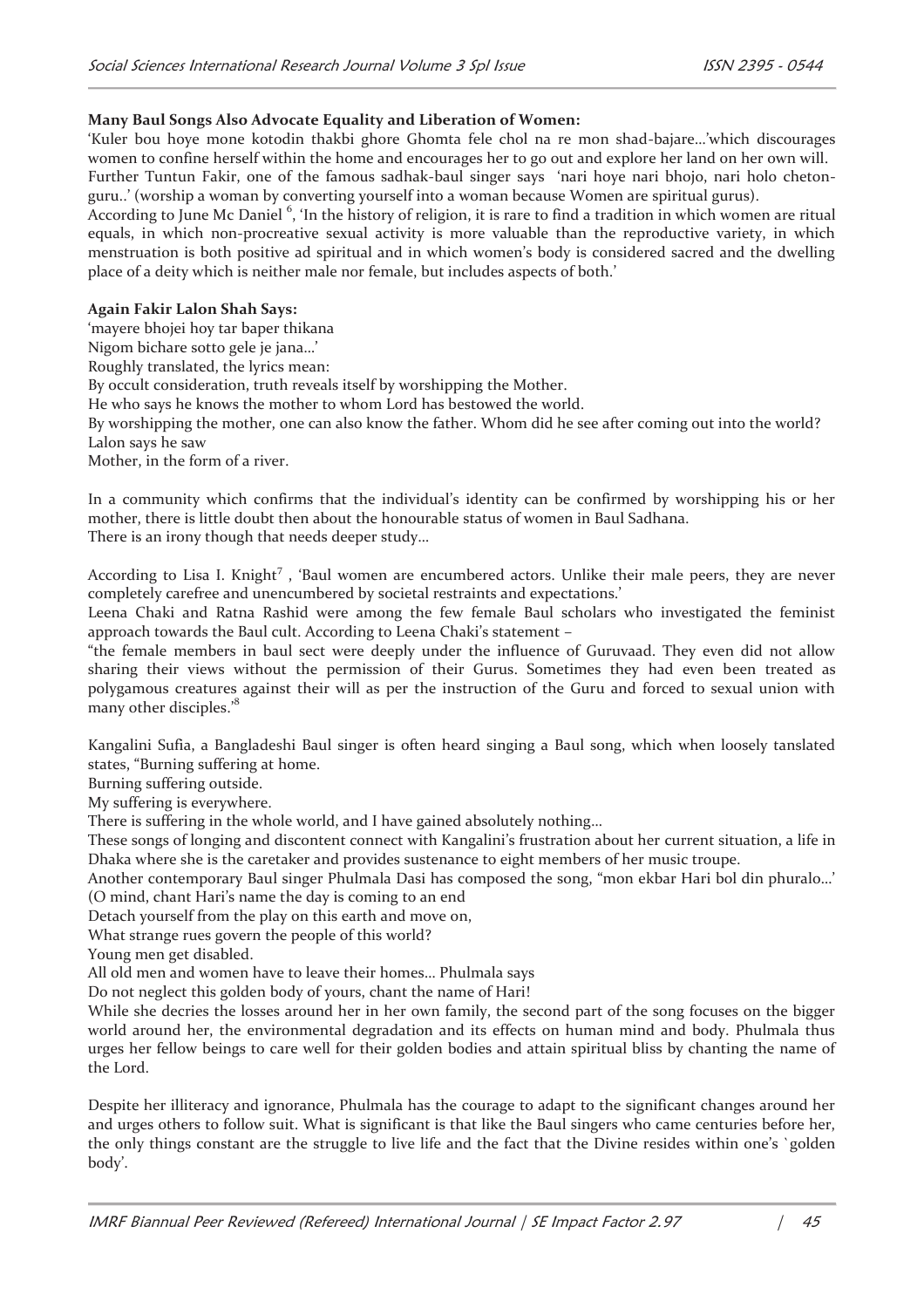**Many Baul Songs Also Advocate Equality and Liberation of Women:**

'Kuler bou hoye mone kotodin thakbi ghore Ghomta fele chol na re mon shad-bajare...'which discourages women to confine herself within the home and encourages her to go out and explore her land on her own will.

Further Tuntun Fakir, one of the famous sadhak-baul singer says 'nari hoye nari bhojo, nari holo cheton-guru..' (worship a woman by converting yourself into a woman because Women are spiritual gurus).

According to June Mc Daniel [6], 'In the history of religion, it is rare to find a tradition in which women are ritual equals, in which non-procreative sexual activity is more valuable than the reproductive variety, in which menstruation is both positive ad spiritual and in which women's body is considered sacred and the dwelling place of a deity which is neither male nor female, but includes aspects of both.'

**Again Fakir Lalon Shah Says:**

'mayere bhojei hoy tar baper thikana
Nigom bichare sotto gele je jana...'
Roughly translated, the lyrics mean:
By occult consideration, truth reveals itself by worshipping the Mother.
He who says he knows the mother to whom Lord has bestowed the world.
By worshipping the mother, one can also know the father. Whom did he see after coming out into the world?
Lalon says he saw
Mother, in the form of a river.

In a community which confirms that the individual's identity can be confirmed by worshipping his or her mother, there is little doubt then about the honourable status of women in Baul Sadhana.
There is an irony though that needs deeper study...

According to Lisa I. Knight[7], 'Baul women are encumbered actors. Unlike their male peers, they are never completely carefree and unencumbered by societal restraints and expectations.'

Leena Chaki and Ratna Rashid were among the few female Baul scholars who investigated the feminist approach towards the Baul cult. According to Leena Chaki's statement –
"the female members in baul sect were deeply under the influence of Guruvaad. They even did not allow sharing their views without the permission of their Gurus. Sometimes they had even been treated as polygamous creatures against their will as per the instruction of the Guru and forced to sexual union with many other disciples.'[8]

Kangalini Sufia, a Bangladeshi Baul singer is often heard singing a Baul song, which when loosely tanslated states, "Burning suffering at home.
Burning suffering outside.
My suffering is everywhere.
There is suffering in the whole world, and I have gained absolutely nothing...
These songs of longing and discontent connect with Kangalini's frustration about her current situation, a life in Dhaka where she is the caretaker and provides sustenance to eight members of her music troupe.
Another contemporary Baul singer Phulmala Dasi has composed the song, "mon ekbar Hari bol din phuralo...'
(O mind, chant Hari's name the day is coming to an end
Detach yourself from the play on this earth and move on,
What strange rues govern the people of this world?
Young men get disabled.
All old men and women have to leave their homes... Phulmala says
Do not neglect this golden body of yours, chant the name of Hari!
While she decries the losses around her in her own family, the second part of the song focuses on the bigger world around her, the environmental degradation and its effects on human mind and body. Phulmala thus urges her fellow beings to care well for their golden bodies and attain spiritual bliss by chanting the name of the Lord.

Despite her illiteracy and ignorance, Phulmala has the courage to adapt to the significant changes around her and urges others to follow suit. What is significant is that like the Baul singers who came centuries before her, the only things constant are the struggle to live life and the fact that the Divine resides within one's `golden body'.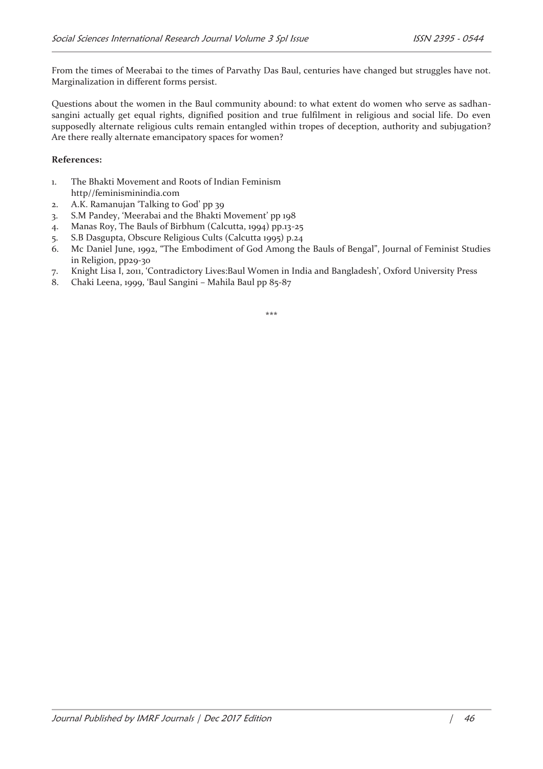From the times of Meerabai to the times of Parvathy Das Baul, centuries have changed but struggles have not. Marginalization in different forms persist.

Questions about the women in the Baul community abound: to what extent do women who serve as sadhan-sangini actually get equal rights, dignified position and true fulfilment in religious and social life. Do even supposedly alternate religious cults remain entangled within tropes of deception, authority and subjugation? Are there really alternate emancipatory spaces for women?

**References:**

1. The Bhakti Movement and Roots of Indian Feminism http//feminisminindia.com
2. A.K. Ramanujan 'Talking to God' pp 39
3. S.M Pandey, 'Meerabai and the Bhakti Movement' pp 198
4. Manas Roy, The Bauls of Birbhum (Calcutta, 1994) pp.13-25
5. S.B Dasgupta, Obscure Religious Cults (Calcutta 1995) p.24
6. Mc Daniel June, 1992, "The Embodiment of God Among the Bauls of Bengal", Journal of Feminist Studies in Religion, pp29-30
7. Knight Lisa I, 2011, 'Contradictory Lives:Baul Women in India and Bangladesh', Oxford University Press
8. Chaki Leena, 1999, 'Baul Sangini – Mahila Baul pp 85-87

***